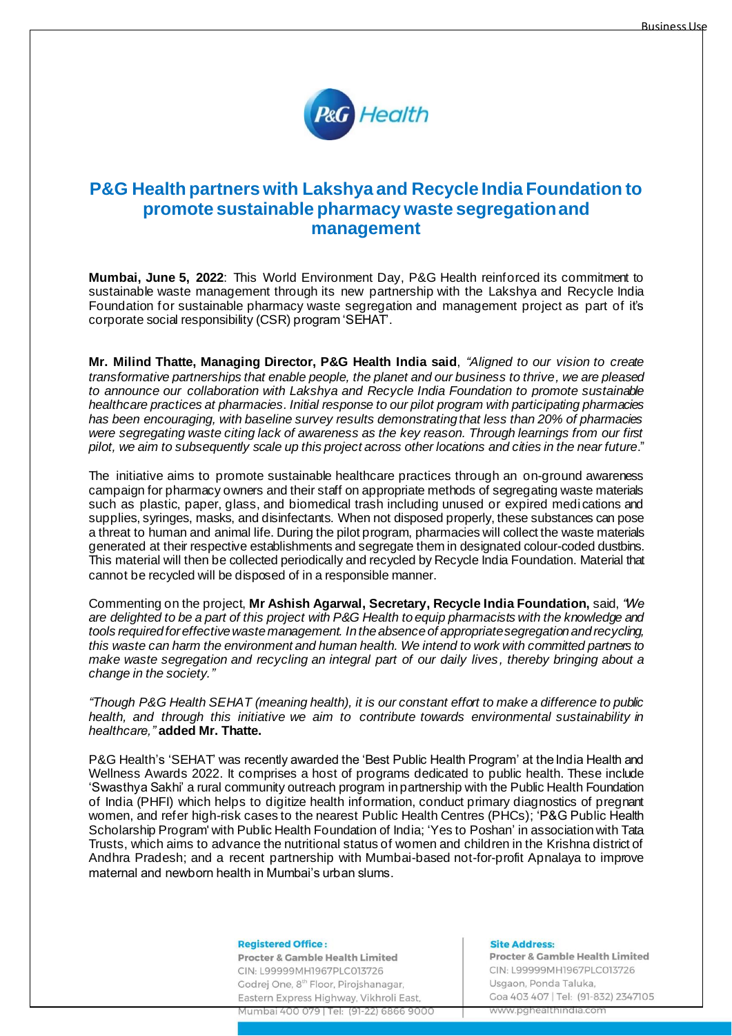# P&G Health partners with Lakshya and Recycle India Foundation to promote sustainable pharmacy waste segregation and management

**Mumbai, June 5, 2022**: This World Environment Day, P&G Health reinforced its commitment to sustainable waste management through its new partnership with the Lakshya and Recycle India Foundation for sustainable pharmacy waste segregation and management project as part of it's corporate social responsibility (CSR) program 'SEHAT'.

**Mr. Milind Thatte, Managing Director, P&G Health India said**, *"Aligned to our vision to create transformative partnerships that enable people, the planet and our business to thrive, we are pleased to announce our collaboration with Lakshya and Recycle India Foundation to promote sustainable healthcare practices at pharmacies. Initial response to our pilot program with participating pharmacies has been encouraging, with baseline survey results demonstrating that less than 20% of pharmacies were segregating waste citing lack of awareness as the key reason. Through learnings from our first pilot, we aim to subsequently scale up this project across other locations and cities in the near future*."

The initiative aims to promote sustainable healthcare practices through an on-ground awareness campaign for pharmacy owners and their staff on appropriate methods of segregating waste materials such as plastic, paper, glass, and biomedical trash including unused or expired medications and supplies, syringes, masks, and disinfectants. When not disposed properly, these substances can pose a threat to human and animal life. During the pilot program, pharmacies will collect the waste materials generated at their respective establishments and segregate them in designated colour-coded dustbins. This material will then be collected periodically and recycled by Recycle India Foundation. Material that cannot be recycled will be disposed of in a responsible manner.

Commenting on the project, **Mr Ashish Agarwal, Secretary, Recycle India Foundation,** said, *"We are delighted to be a part of this project with P&G Health to equip pharmacists with the knowledge and tools required for effective waste management. In the absence of appropriate segregation and recycling, this waste can harm the environment and human health. We intend to work with committed partners to make waste segregation and recycling an integral part of our daily lives, thereby bringing about a change in the society."*

*"Though P&G Health SEHAT (meaning health), it is our constant effort to make a difference to public health, and through this initiative we aim to contribute towards environmental sustainability in healthcare,"* **added Mr. Thatte.**

P&G Health's 'SEHAT' was recently awarded the 'Best Public Health Program' at the India Health and Wellness Awards 2022. It comprises a host of programs dedicated to public health. These include 'Swasthya Sakhi' a rural community outreach program in partnership with the Public Health Foundation of India (PHFI) which helps to digitize health information, conduct primary diagnostics of pregnant women, and refer high-risk cases to the nearest Public Health Centres (PHCs); 'P&G Public Health Scholarship Program' with Public Health Foundation of India; 'Yes to Poshan' in association with Tata Trusts, which aims to advance the nutritional status of women and children in the Krishna district of Andhra Pradesh; and a recent partnership with Mumbai-based not-for-profit Apnalaya to improve maternal and newborn health in Mumbai's urban slums.

**Registered Office:**
**Procter & Gamble Health Limited**
CIN: L99999MH1967PLC013726
Godrej One, 8th Floor, Pirojshanagar,
Eastern Express Highway, Vikhroli East,
Mumbai 400 079 | Tel: (91-22) 6866 9000

**Site Address:**
**Procter & Gamble Health Limited**
CIN: L99999MH1967PLC013726
Usgaon, Ponda Taluka,
Goa 403 407 | Tel: (91-832) 2347105
www.pghealthindia.com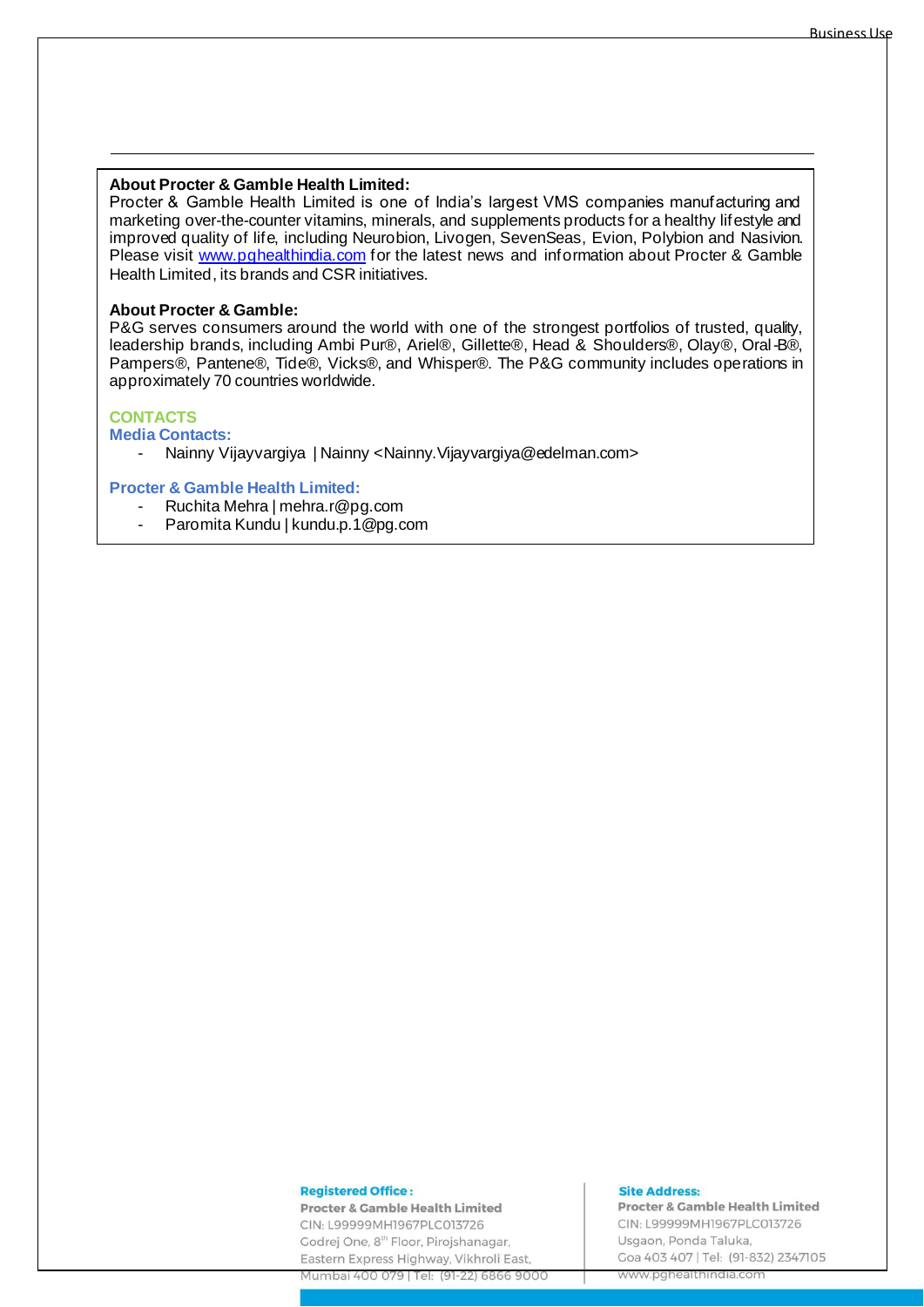**About Procter & Gamble Health Limited:**
Procter & Gamble Health Limited is one of India's largest VMS companies manufacturing and marketing over-the-counter vitamins, minerals, and supplements products for a healthy lifestyle and improved quality of life, including Neurobion, Livogen, SevenSeas, Evion, Polybion and Nasivion. Please visit [www.pghealthindia.com](http://www.pghealthindia.com) for the latest news and information about Procter & Gamble Health Limited, its brands and CSR initiatives.

**About Procter & Gamble:**
P&G serves consumers around the world with one of the strongest portfolios of trusted, quality, leadership brands, including Ambi Pur®, Ariel®, Gillette®, Head & Shoulders®, Olay®, Oral-B®, Pampers®, Pantene®, Tide®, Vicks®, and Whisper®. The P&G community includes operations in approximately 70 countries worldwide.

**CONTACTS**

**Media Contacts:**

- Nainny Vijayvargiya | Nainny <Nainny.Vijayvargiya@edelman.com>

**Procter & Gamble Health Limited:**

- Ruchita Mehra | mehra.r@pg.com
- Paromita Kundu | kundu.p.1@pg.com

**Registered Office:**
Procter & Gamble Health Limited
CIN: L99999MH1967PLC013726
Godrej One, 8th Floor, Pirojshanagar,
Eastern Express Highway, Vikhroli East,
Mumbai 400 079 | Tel: (91-22) 6866 9000

**Site Address:**
Procter & Gamble Health Limited
CIN: L99999MH1967PLC013726
Usgaon, Ponda Taluka,
Goa 403 407 | Tel: (91-832) 2347105
www.pghealthindia.com